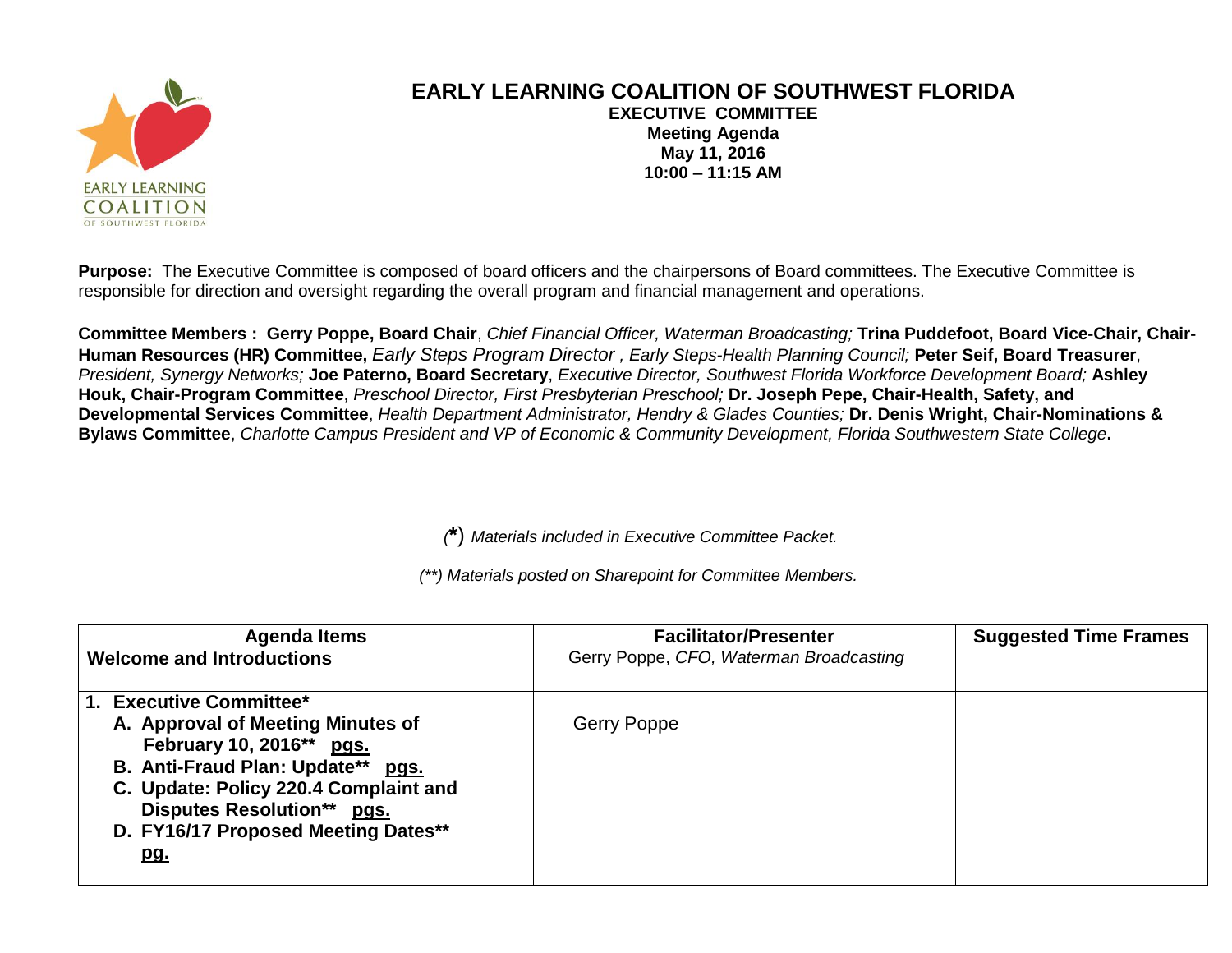# EARLY LEARNING COALITION OF SOUTHWEST FLORIDA

**EXECUTIVE COMMITTEE**
**Meeting Agenda**
**May 11, 2016**
**10:00 – 11:15 AM**

**Purpose:** The Executive Committee is composed of board officers and the chairpersons of Board committees. The Executive Committee is responsible for direction and oversight regarding the overall program and financial management and operations.

**Committee Members : Gerry Poppe, Board Chair**, *Chief Financial Officer, Waterman Broadcasting;* **Trina Puddefoot, Board Vice-Chair, Chair-Human Resources (HR) Committee,** *Early Steps Program Director , Early Steps-Health Planning Council;* **Peter Seif, Board Treasurer**, *President, Synergy Networks;* **Joe Paterno, Board Secretary**, *Executive Director, Southwest Florida Workforce Development Board;* **Ashley Houk, Chair-Program Committee**, *Preschool Director, First Presbyterian Preschool;* **Dr. Joseph Pepe, Chair-Health, Safety, and Developmental Services Committee**, *Health Department Administrator, Hendry & Glades Counties;* **Dr. Denis Wright, Chair-Nominations & Bylaws Committee**, *Charlotte Campus President and VP of Economic & Community Development, Florida Southwestern State College***.**

*(\*) Materials included in Executive Committee Packet.*

*(\*\*) Materials posted on Sharepoint for Committee Members.*

| Agenda Items | Facilitator/Presenter | Suggested Time Frames |
|---|---|---|
| **Welcome and Introductions** | Gerry Poppe, *CFO, Waterman Broadcasting* | |
| **1. Executive Committee***<br>**A. Approval of Meeting Minutes of February 10, 2016\*\* pgs.**<br>**B. Anti-Fraud Plan: Update\*\* pgs.**<br>**C. Update: Policy 220.4 Complaint and Disputes Resolution\*\* pgs.**<br>**D. FY16/17 Proposed Meeting Dates\*\* pg.** | Gerry Poppe | |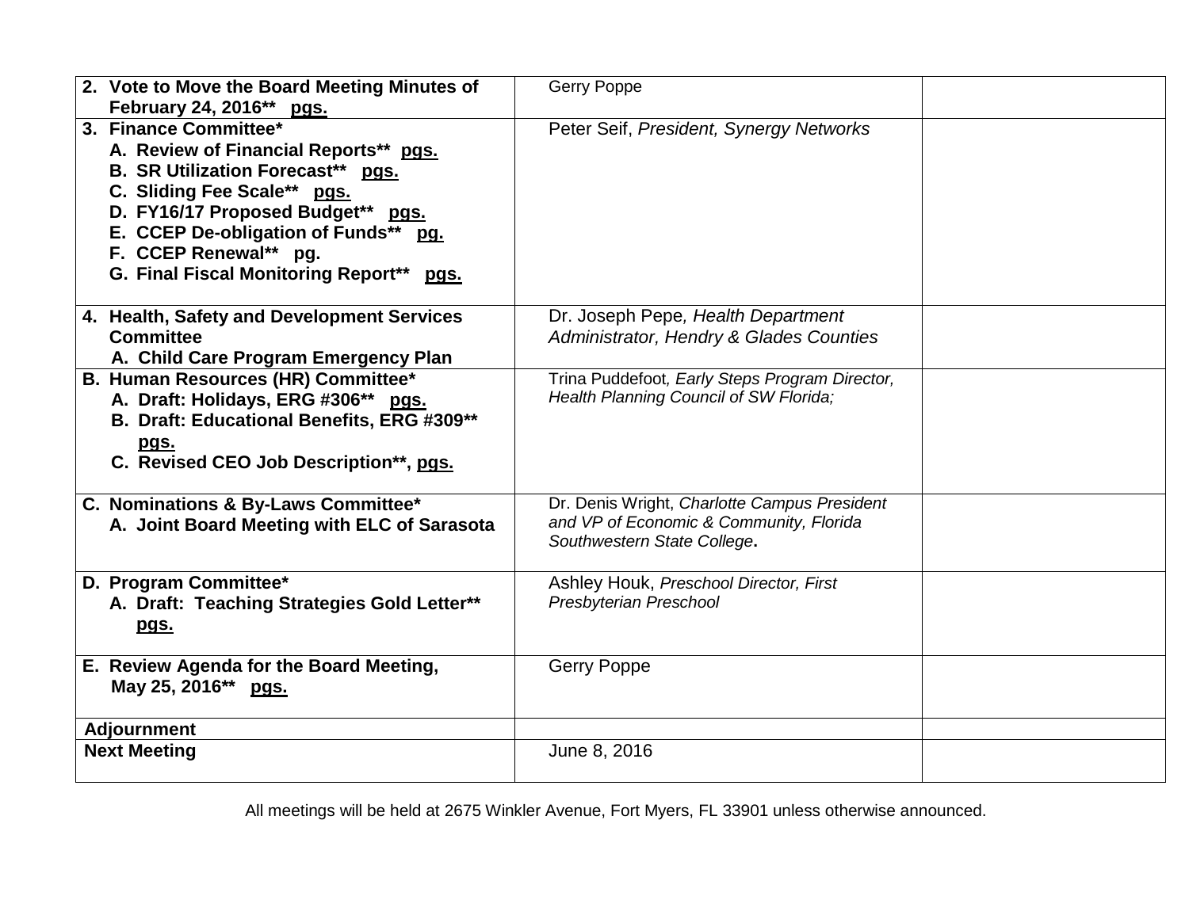| | | |
|---|---|---|
| **2. Vote to Move the Board Meeting Minutes of February 24, 2016\*\* <u>pgs.</u>** | Gerry Poppe | |
| **3. Finance Committee\***<br>**A. Review of Financial Reports\*\* <u>pgs.</u>**<br>**B. SR Utilization Forecast\*\* <u>pgs.</u>**<br>**C. Sliding Fee Scale\*\* <u>pgs.</u>**<br>**D. FY16/17 Proposed Budget\*\* <u>pgs.</u>**<br>**E. CCEP De-obligation of Funds\*\* <u>pg.</u>**<br>**F. CCEP Renewal\*\* pg.**<br>**G. Final Fiscal Monitoring Report\*\* <u>pgs.</u>** | Peter Seif, *President, Synergy Networks* | |
| **4. Health, Safety and Development Services Committee**<br>**A. Child Care Program Emergency Plan** | Dr. Joseph Pepe*, Health Department Administrator, Hendry & Glades Counties* | |
| **B. Human Resources (HR) Committee\***<br>**A. Draft: Holidays, ERG #306\*\* <u>pgs.</u>**<br>**B. Draft: Educational Benefits, ERG #309\*\* <u>pgs.</u>**<br>**C. Revised CEO Job Description\*\*, <u>pgs.</u>** | Trina Puddefoot*, Early Steps Program Director, Health Planning Council of SW Florida;* | |
| **C. Nominations & By-Laws Committee\***<br>**A. Joint Board Meeting with ELC of Sarasota** | Dr. Denis Wright, *Charlotte Campus President and VP of Economic & Community, Florida Southwestern State College***.** | |
| **D. Program Committee\***<br>**A. Draft: Teaching Strategies Gold Letter\*\* <u>pgs.</u>** | Ashley Houk, *Preschool Director, First Presbyterian Preschool* | |
| **E. Review Agenda for the Board Meeting, May 25, 2016\*\* <u>pgs.</u>** | Gerry Poppe | |
| **Adjournment** | | |
| **Next Meeting** | June 8, 2016 | |

All meetings will be held at 2675 Winkler Avenue, Fort Myers, FL 33901 unless otherwise announced.